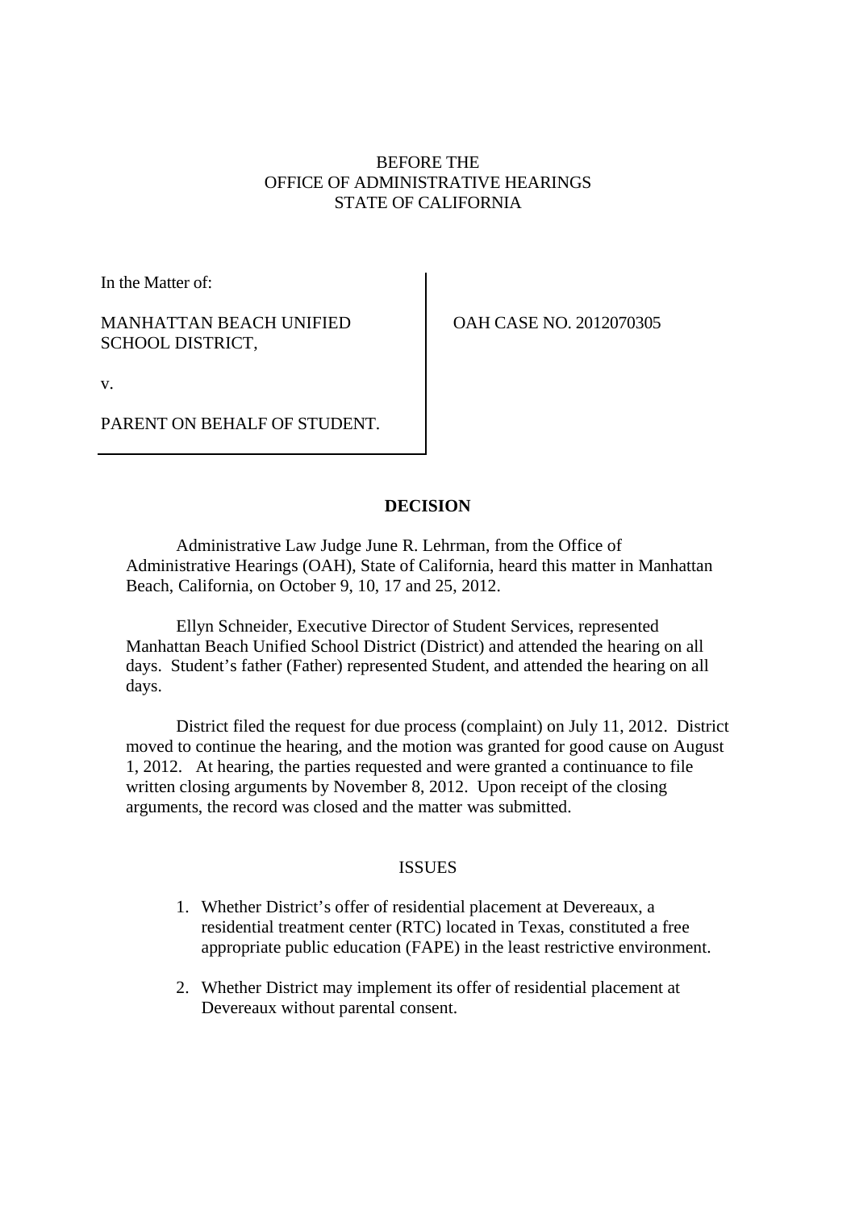BEFORE THE
OFFICE OF ADMINISTRATIVE HEARINGS
STATE OF CALIFORNIA

In the Matter of:

MANHATTAN BEACH UNIFIED SCHOOL DISTRICT,

v.

PARENT ON BEHALF OF STUDENT.

OAH CASE NO. 2012070305

## DECISION

Administrative Law Judge June R. Lehrman, from the Office of Administrative Hearings (OAH), State of California, heard this matter in Manhattan Beach, California, on October 9, 10, 17 and 25, 2012.

Ellyn Schneider, Executive Director of Student Services, represented Manhattan Beach Unified School District (District) and attended the hearing on all days. Student's father (Father) represented Student, and attended the hearing on all days.

District filed the request for due process (complaint) on July 11, 2012. District moved to continue the hearing, and the motion was granted for good cause on August 1, 2012. At hearing, the parties requested and were granted a continuance to file written closing arguments by November 8, 2012. Upon receipt of the closing arguments, the record was closed and the matter was submitted.

## ISSUES

1. Whether District's offer of residential placement at Devereaux, a residential treatment center (RTC) located in Texas, constituted a free appropriate public education (FAPE) in the least restrictive environment.

2. Whether District may implement its offer of residential placement at Devereaux without parental consent.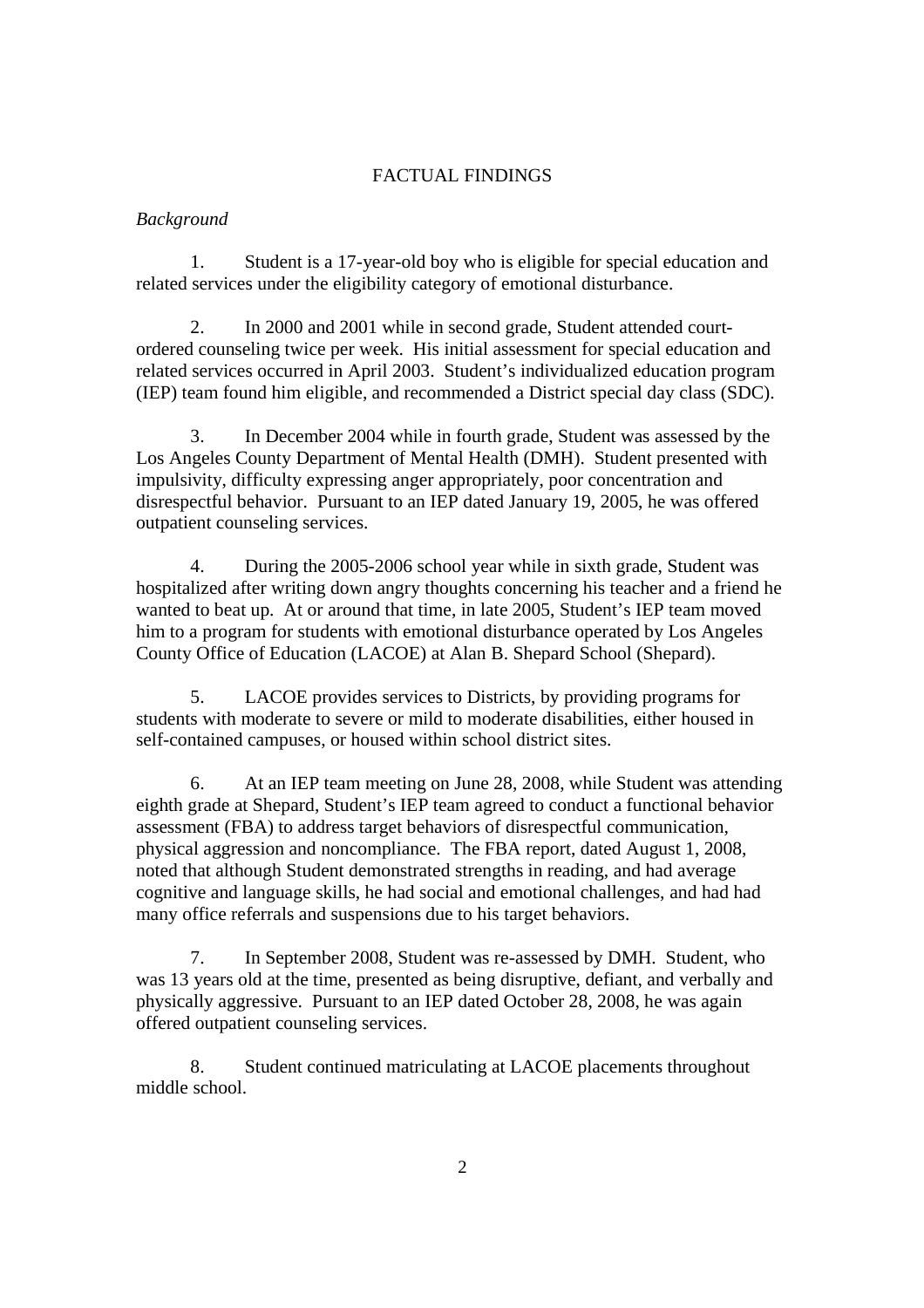## FACTUAL FINDINGS

*Background*

1. Student is a 17-year-old boy who is eligible for special education and related services under the eligibility category of emotional disturbance.

2. In 2000 and 2001 while in second grade, Student attended court-ordered counseling twice per week. His initial assessment for special education and related services occurred in April 2003. Student's individualized education program (IEP) team found him eligible, and recommended a District special day class (SDC).

3. In December 2004 while in fourth grade, Student was assessed by the Los Angeles County Department of Mental Health (DMH). Student presented with impulsivity, difficulty expressing anger appropriately, poor concentration and disrespectful behavior. Pursuant to an IEP dated January 19, 2005, he was offered outpatient counseling services.

4. During the 2005-2006 school year while in sixth grade, Student was hospitalized after writing down angry thoughts concerning his teacher and a friend he wanted to beat up. At or around that time, in late 2005, Student's IEP team moved him to a program for students with emotional disturbance operated by Los Angeles County Office of Education (LACOE) at Alan B. Shepard School (Shepard).

5. LACOE provides services to Districts, by providing programs for students with moderate to severe or mild to moderate disabilities, either housed in self-contained campuses, or housed within school district sites.

6. At an IEP team meeting on June 28, 2008, while Student was attending eighth grade at Shepard, Student's IEP team agreed to conduct a functional behavior assessment (FBA) to address target behaviors of disrespectful communication, physical aggression and noncompliance. The FBA report, dated August 1, 2008, noted that although Student demonstrated strengths in reading, and had average cognitive and language skills, he had social and emotional challenges, and had had many office referrals and suspensions due to his target behaviors.

7. In September 2008, Student was re-assessed by DMH. Student, who was 13 years old at the time, presented as being disruptive, defiant, and verbally and physically aggressive. Pursuant to an IEP dated October 28, 2008, he was again offered outpatient counseling services.

8. Student continued matriculating at LACOE placements throughout middle school.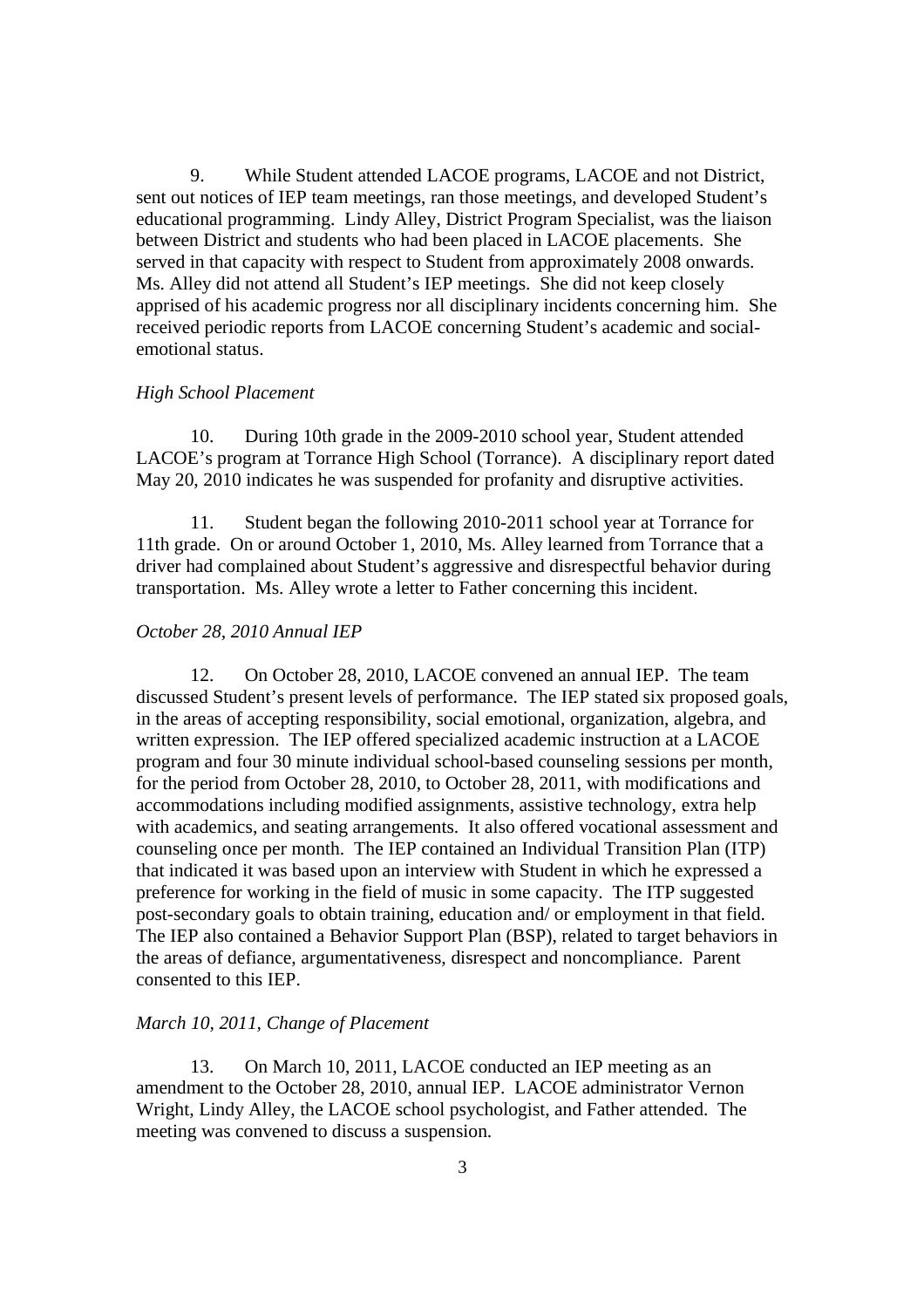9. While Student attended LACOE programs, LACOE and not District, sent out notices of IEP team meetings, ran those meetings, and developed Student's educational programming. Lindy Alley, District Program Specialist, was the liaison between District and students who had been placed in LACOE placements. She served in that capacity with respect to Student from approximately 2008 onwards. Ms. Alley did not attend all Student's IEP meetings. She did not keep closely apprised of his academic progress nor all disciplinary incidents concerning him. She received periodic reports from LACOE concerning Student's academic and social-emotional status.

*High School Placement*

10. During 10th grade in the 2009-2010 school year, Student attended LACOE's program at Torrance High School (Torrance). A disciplinary report dated May 20, 2010 indicates he was suspended for profanity and disruptive activities.

11. Student began the following 2010-2011 school year at Torrance for 11th grade. On or around October 1, 2010, Ms. Alley learned from Torrance that a driver had complained about Student's aggressive and disrespectful behavior during transportation. Ms. Alley wrote a letter to Father concerning this incident.

*October 28, 2010 Annual IEP*

12. On October 28, 2010, LACOE convened an annual IEP. The team discussed Student's present levels of performance. The IEP stated six proposed goals, in the areas of accepting responsibility, social emotional, organization, algebra, and written expression. The IEP offered specialized academic instruction at a LACOE program and four 30 minute individual school-based counseling sessions per month, for the period from October 28, 2010, to October 28, 2011, with modifications and accommodations including modified assignments, assistive technology, extra help with academics, and seating arrangements. It also offered vocational assessment and counseling once per month. The IEP contained an Individual Transition Plan (ITP) that indicated it was based upon an interview with Student in which he expressed a preference for working in the field of music in some capacity. The ITP suggested post-secondary goals to obtain training, education and/ or employment in that field. The IEP also contained a Behavior Support Plan (BSP), related to target behaviors in the areas of defiance, argumentativeness, disrespect and noncompliance. Parent consented to this IEP.

*March 10, 2011, Change of Placement*

13. On March 10, 2011, LACOE conducted an IEP meeting as an amendment to the October 28, 2010, annual IEP. LACOE administrator Vernon Wright, Lindy Alley, the LACOE school psychologist, and Father attended. The meeting was convened to discuss a suspension.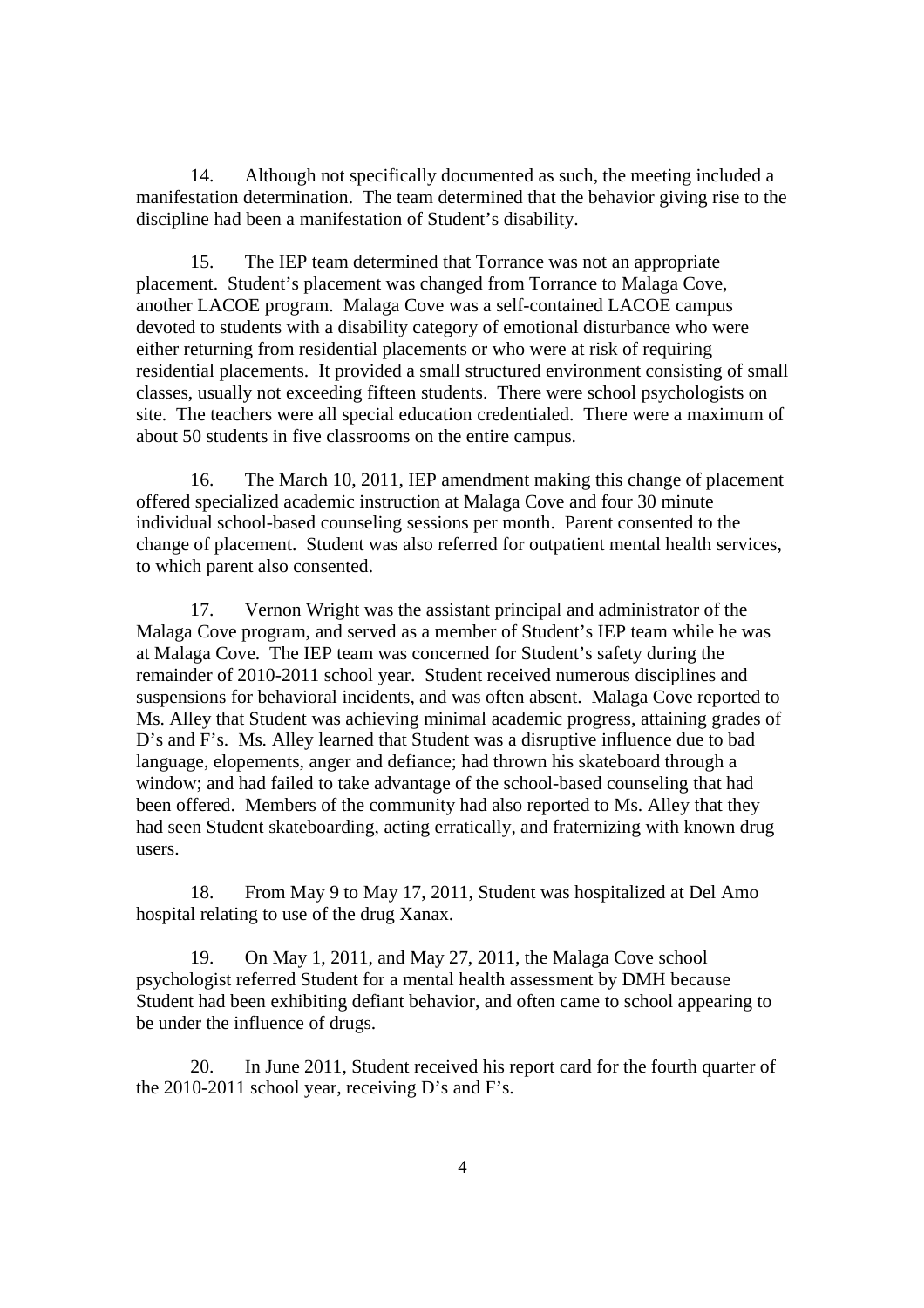14. Although not specifically documented as such, the meeting included a manifestation determination. The team determined that the behavior giving rise to the discipline had been a manifestation of Student's disability.

15. The IEP team determined that Torrance was not an appropriate placement. Student's placement was changed from Torrance to Malaga Cove, another LACOE program. Malaga Cove was a self-contained LACOE campus devoted to students with a disability category of emotional disturbance who were either returning from residential placements or who were at risk of requiring residential placements. It provided a small structured environment consisting of small classes, usually not exceeding fifteen students. There were school psychologists on site. The teachers were all special education credentialed. There were a maximum of about 50 students in five classrooms on the entire campus.

16. The March 10, 2011, IEP amendment making this change of placement offered specialized academic instruction at Malaga Cove and four 30 minute individual school-based counseling sessions per month. Parent consented to the change of placement. Student was also referred for outpatient mental health services, to which parent also consented.

17. Vernon Wright was the assistant principal and administrator of the Malaga Cove program, and served as a member of Student's IEP team while he was at Malaga Cove. The IEP team was concerned for Student's safety during the remainder of 2010-2011 school year. Student received numerous disciplines and suspensions for behavioral incidents, and was often absent. Malaga Cove reported to Ms. Alley that Student was achieving minimal academic progress, attaining grades of D's and F's. Ms. Alley learned that Student was a disruptive influence due to bad language, elopements, anger and defiance; had thrown his skateboard through a window; and had failed to take advantage of the school-based counseling that had been offered. Members of the community had also reported to Ms. Alley that they had seen Student skateboarding, acting erratically, and fraternizing with known drug users.

18. From May 9 to May 17, 2011, Student was hospitalized at Del Amo hospital relating to use of the drug Xanax.

19. On May 1, 2011, and May 27, 2011, the Malaga Cove school psychologist referred Student for a mental health assessment by DMH because Student had been exhibiting defiant behavior, and often came to school appearing to be under the influence of drugs.

20. In June 2011, Student received his report card for the fourth quarter of the 2010-2011 school year, receiving D's and F's.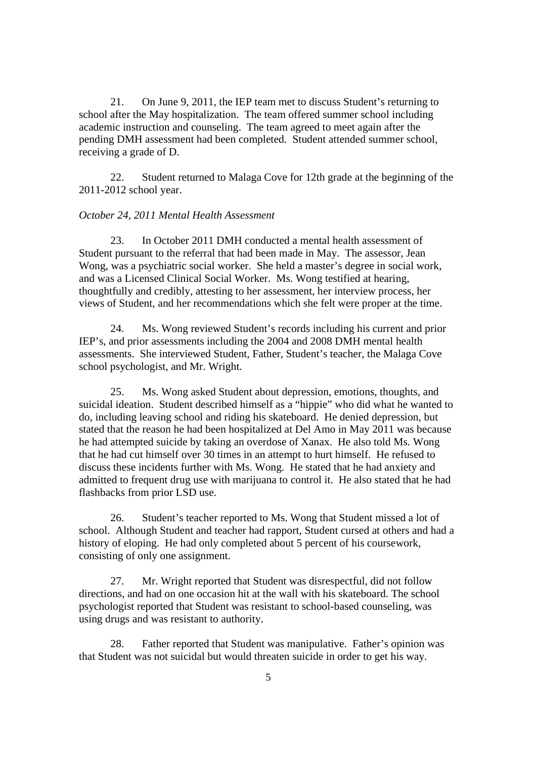21. On June 9, 2011, the IEP team met to discuss Student's returning to school after the May hospitalization. The team offered summer school including academic instruction and counseling. The team agreed to meet again after the pending DMH assessment had been completed. Student attended summer school, receiving a grade of D.

22. Student returned to Malaga Cove for 12th grade at the beginning of the 2011-2012 school year.

*October 24, 2011 Mental Health Assessment*

23. In October 2011 DMH conducted a mental health assessment of Student pursuant to the referral that had been made in May. The assessor, Jean Wong, was a psychiatric social worker. She held a master's degree in social work, and was a Licensed Clinical Social Worker. Ms. Wong testified at hearing, thoughtfully and credibly, attesting to her assessment, her interview process, her views of Student, and her recommendations which she felt were proper at the time.

24. Ms. Wong reviewed Student's records including his current and prior IEP's, and prior assessments including the 2004 and 2008 DMH mental health assessments. She interviewed Student, Father, Student's teacher, the Malaga Cove school psychologist, and Mr. Wright.

25. Ms. Wong asked Student about depression, emotions, thoughts, and suicidal ideation. Student described himself as a "hippie" who did what he wanted to do, including leaving school and riding his skateboard. He denied depression, but stated that the reason he had been hospitalized at Del Amo in May 2011 was because he had attempted suicide by taking an overdose of Xanax. He also told Ms. Wong that he had cut himself over 30 times in an attempt to hurt himself. He refused to discuss these incidents further with Ms. Wong. He stated that he had anxiety and admitted to frequent drug use with marijuana to control it. He also stated that he had flashbacks from prior LSD use.

26. Student's teacher reported to Ms. Wong that Student missed a lot of school. Although Student and teacher had rapport, Student cursed at others and had a history of eloping. He had only completed about 5 percent of his coursework, consisting of only one assignment.

27. Mr. Wright reported that Student was disrespectful, did not follow directions, and had on one occasion hit at the wall with his skateboard. The school psychologist reported that Student was resistant to school-based counseling, was using drugs and was resistant to authority.

28. Father reported that Student was manipulative. Father's opinion was that Student was not suicidal but would threaten suicide in order to get his way.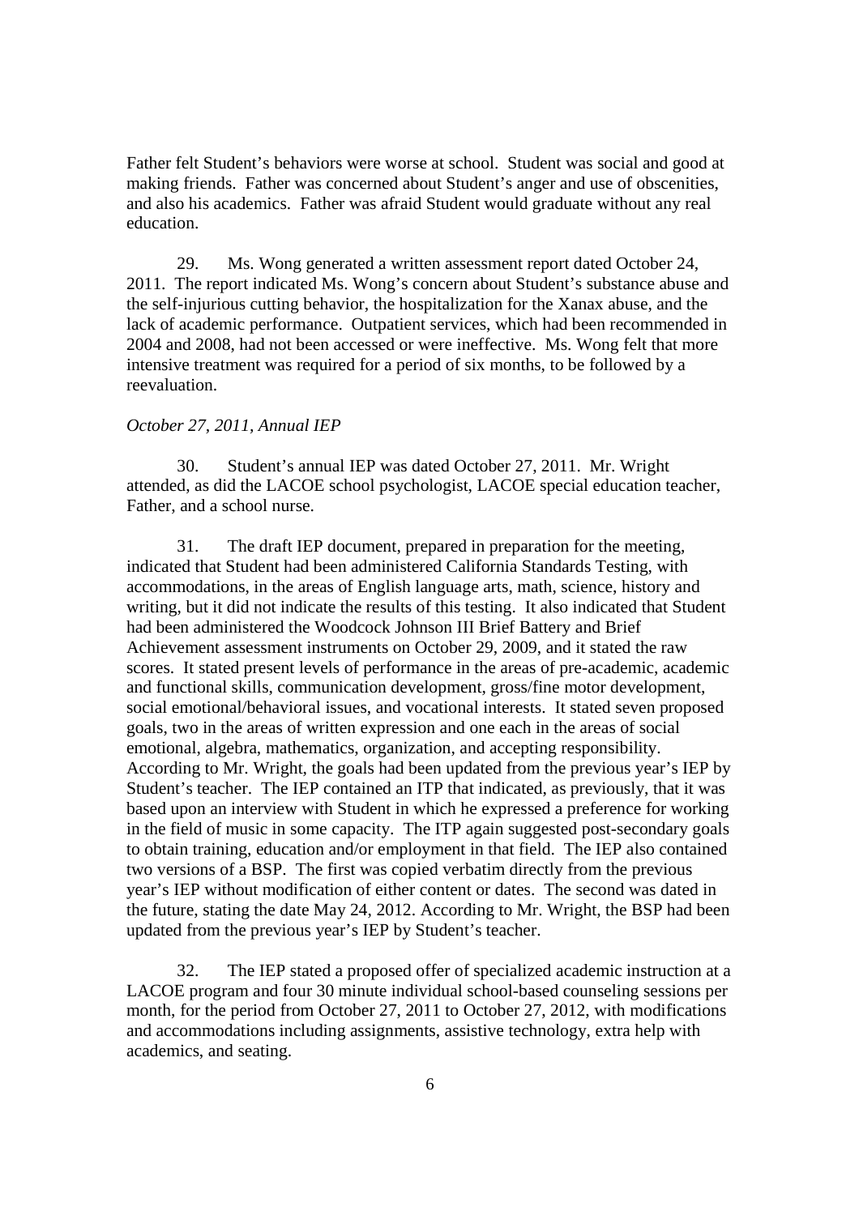Father felt Student's behaviors were worse at school. Student was social and good at making friends. Father was concerned about Student's anger and use of obscenities, and also his academics. Father was afraid Student would graduate without any real education.

29. Ms. Wong generated a written assessment report dated October 24, 2011. The report indicated Ms. Wong's concern about Student's substance abuse and the self-injurious cutting behavior, the hospitalization for the Xanax abuse, and the lack of academic performance. Outpatient services, which had been recommended in 2004 and 2008, had not been accessed or were ineffective. Ms. Wong felt that more intensive treatment was required for a period of six months, to be followed by a reevaluation.

*October 27, 2011, Annual IEP*

30. Student's annual IEP was dated October 27, 2011. Mr. Wright attended, as did the LACOE school psychologist, LACOE special education teacher, Father, and a school nurse.

31. The draft IEP document, prepared in preparation for the meeting, indicated that Student had been administered California Standards Testing, with accommodations, in the areas of English language arts, math, science, history and writing, but it did not indicate the results of this testing. It also indicated that Student had been administered the Woodcock Johnson III Brief Battery and Brief Achievement assessment instruments on October 29, 2009, and it stated the raw scores. It stated present levels of performance in the areas of pre-academic, academic and functional skills, communication development, gross/fine motor development, social emotional/behavioral issues, and vocational interests. It stated seven proposed goals, two in the areas of written expression and one each in the areas of social emotional, algebra, mathematics, organization, and accepting responsibility. According to Mr. Wright, the goals had been updated from the previous year's IEP by Student's teacher. The IEP contained an ITP that indicated, as previously, that it was based upon an interview with Student in which he expressed a preference for working in the field of music in some capacity. The ITP again suggested post-secondary goals to obtain training, education and/or employment in that field. The IEP also contained two versions of a BSP. The first was copied verbatim directly from the previous year's IEP without modification of either content or dates. The second was dated in the future, stating the date May 24, 2012. According to Mr. Wright, the BSP had been updated from the previous year's IEP by Student's teacher.

32. The IEP stated a proposed offer of specialized academic instruction at a LACOE program and four 30 minute individual school-based counseling sessions per month, for the period from October 27, 2011 to October 27, 2012, with modifications and accommodations including assignments, assistive technology, extra help with academics, and seating.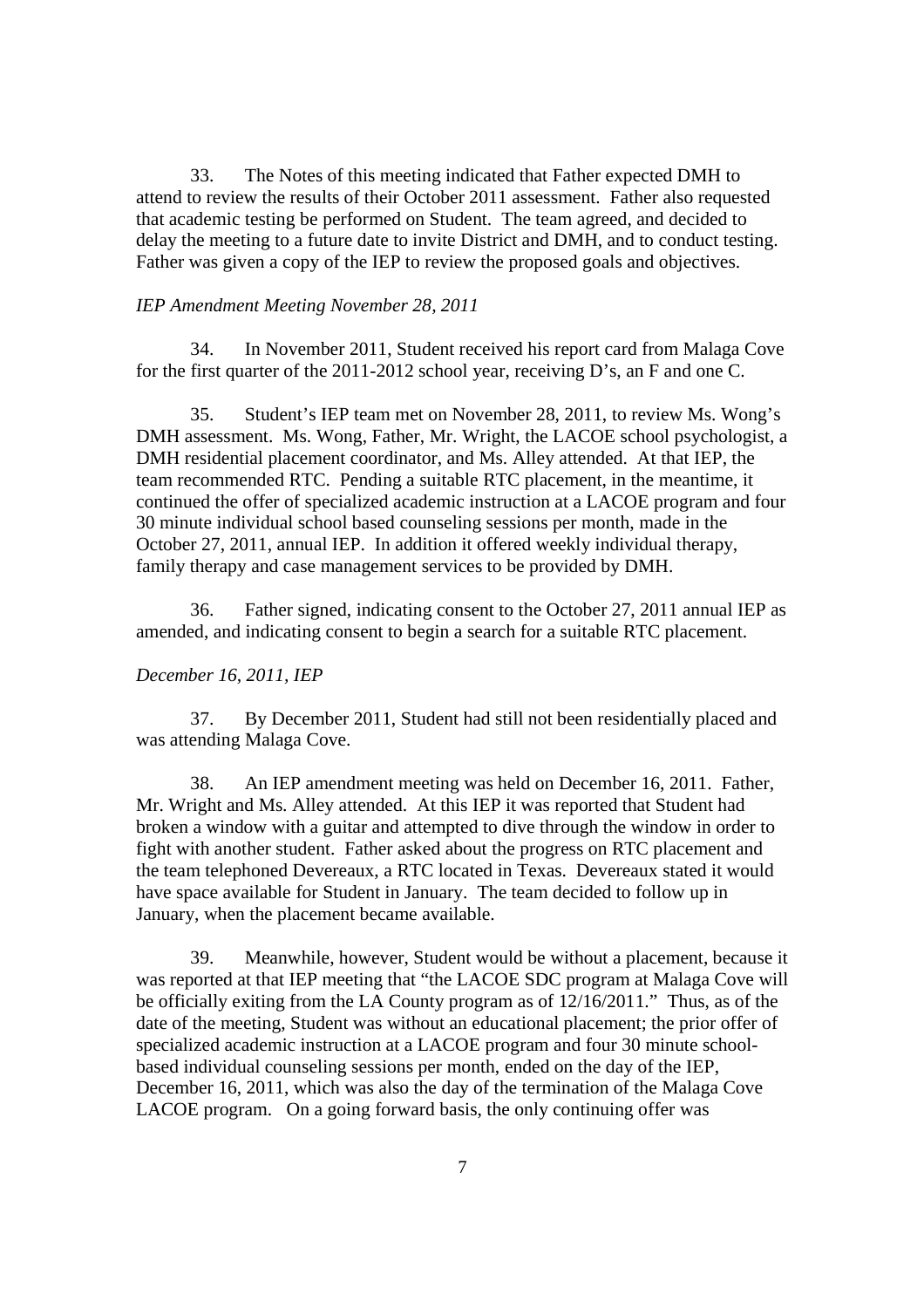33. The Notes of this meeting indicated that Father expected DMH to attend to review the results of their October 2011 assessment. Father also requested that academic testing be performed on Student. The team agreed, and decided to delay the meeting to a future date to invite District and DMH, and to conduct testing. Father was given a copy of the IEP to review the proposed goals and objectives.

*IEP Amendment Meeting November 28, 2011*

34. In November 2011, Student received his report card from Malaga Cove for the first quarter of the 2011-2012 school year, receiving D's, an F and one C.

35. Student's IEP team met on November 28, 2011, to review Ms. Wong's DMH assessment. Ms. Wong, Father, Mr. Wright, the LACOE school psychologist, a DMH residential placement coordinator, and Ms. Alley attended. At that IEP, the team recommended RTC. Pending a suitable RTC placement, in the meantime, it continued the offer of specialized academic instruction at a LACOE program and four 30 minute individual school based counseling sessions per month, made in the October 27, 2011, annual IEP. In addition it offered weekly individual therapy, family therapy and case management services to be provided by DMH.

36. Father signed, indicating consent to the October 27, 2011 annual IEP as amended, and indicating consent to begin a search for a suitable RTC placement.

*December 16, 2011, IEP*

37. By December 2011, Student had still not been residentially placed and was attending Malaga Cove.

38. An IEP amendment meeting was held on December 16, 2011. Father, Mr. Wright and Ms. Alley attended. At this IEP it was reported that Student had broken a window with a guitar and attempted to dive through the window in order to fight with another student. Father asked about the progress on RTC placement and the team telephoned Devereaux, a RTC located in Texas. Devereaux stated it would have space available for Student in January. The team decided to follow up in January, when the placement became available.

39. Meanwhile, however, Student would be without a placement, because it was reported at that IEP meeting that "the LACOE SDC program at Malaga Cove will be officially exiting from the LA County program as of 12/16/2011." Thus, as of the date of the meeting, Student was without an educational placement; the prior offer of specialized academic instruction at a LACOE program and four 30 minute school-based individual counseling sessions per month, ended on the day of the IEP, December 16, 2011, which was also the day of the termination of the Malaga Cove LACOE program. On a going forward basis, the only continuing offer was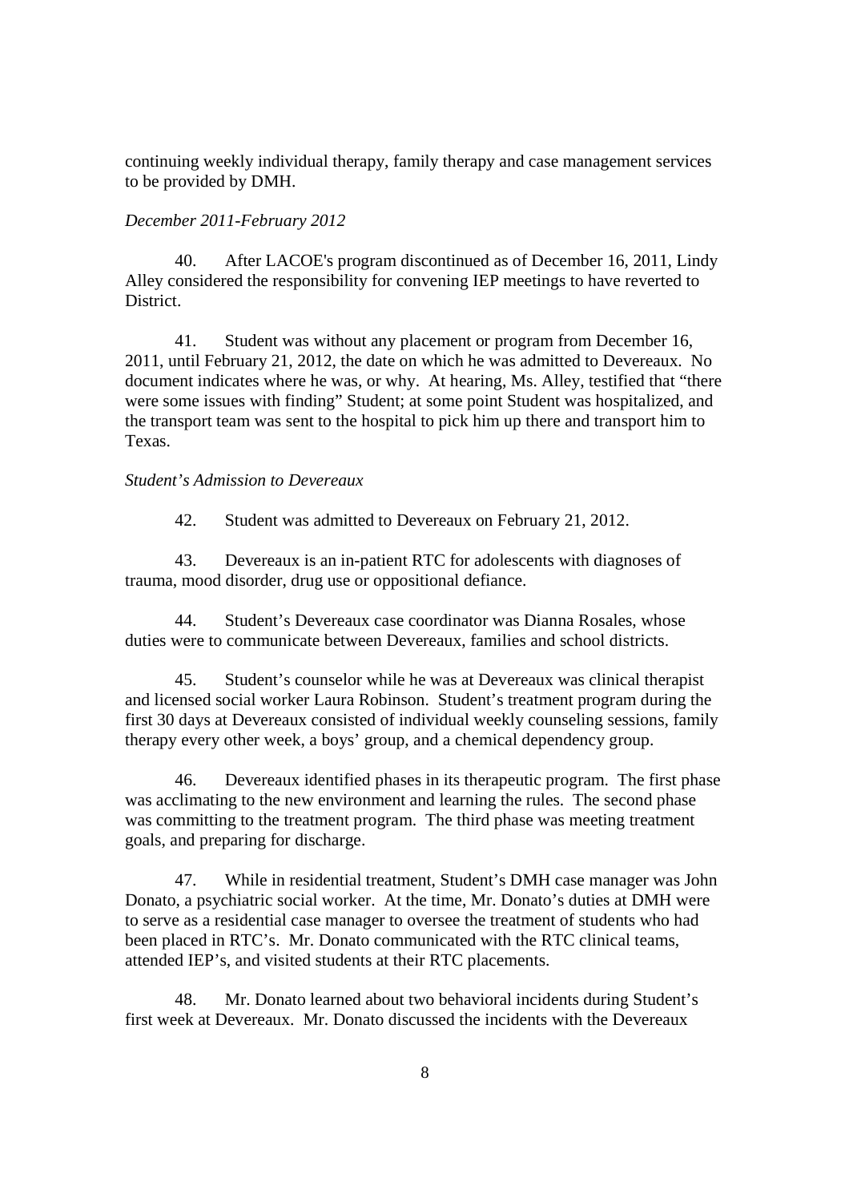continuing weekly individual therapy, family therapy and case management services to be provided by DMH.

*December 2011-February 2012*

40. After LACOE's program discontinued as of December 16, 2011, Lindy Alley considered the responsibility for convening IEP meetings to have reverted to District.

41. Student was without any placement or program from December 16, 2011, until February 21, 2012, the date on which he was admitted to Devereaux. No document indicates where he was, or why. At hearing, Ms. Alley, testified that "there were some issues with finding" Student; at some point Student was hospitalized, and the transport team was sent to the hospital to pick him up there and transport him to Texas.

*Student's Admission to Devereaux*

42. Student was admitted to Devereaux on February 21, 2012.

43. Devereaux is an in-patient RTC for adolescents with diagnoses of trauma, mood disorder, drug use or oppositional defiance.

44. Student's Devereaux case coordinator was Dianna Rosales, whose duties were to communicate between Devereaux, families and school districts.

45. Student's counselor while he was at Devereaux was clinical therapist and licensed social worker Laura Robinson. Student's treatment program during the first 30 days at Devereaux consisted of individual weekly counseling sessions, family therapy every other week, a boys' group, and a chemical dependency group.

46. Devereaux identified phases in its therapeutic program. The first phase was acclimating to the new environment and learning the rules. The second phase was committing to the treatment program. The third phase was meeting treatment goals, and preparing for discharge.

47. While in residential treatment, Student's DMH case manager was John Donato, a psychiatric social worker. At the time, Mr. Donato's duties at DMH were to serve as a residential case manager to oversee the treatment of students who had been placed in RTC's. Mr. Donato communicated with the RTC clinical teams, attended IEP's, and visited students at their RTC placements.

48. Mr. Donato learned about two behavioral incidents during Student's first week at Devereaux. Mr. Donato discussed the incidents with the Devereaux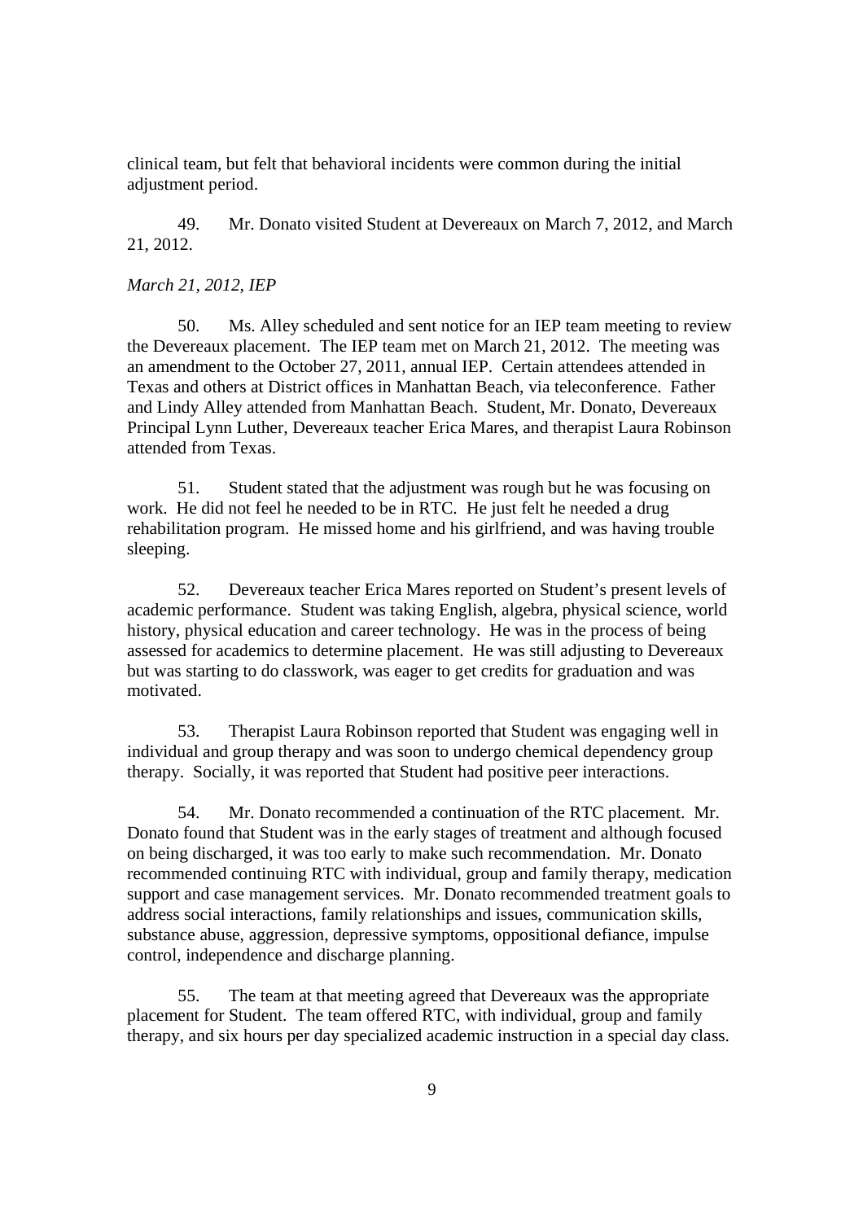clinical team, but felt that behavioral incidents were common during the initial adjustment period.

49. Mr. Donato visited Student at Devereaux on March 7, 2012, and March 21, 2012.

*March 21, 2012, IEP*

50. Ms. Alley scheduled and sent notice for an IEP team meeting to review the Devereaux placement. The IEP team met on March 21, 2012. The meeting was an amendment to the October 27, 2011, annual IEP. Certain attendees attended in Texas and others at District offices in Manhattan Beach, via teleconference. Father and Lindy Alley attended from Manhattan Beach. Student, Mr. Donato, Devereaux Principal Lynn Luther, Devereaux teacher Erica Mares, and therapist Laura Robinson attended from Texas.

51. Student stated that the adjustment was rough but he was focusing on work. He did not feel he needed to be in RTC. He just felt he needed a drug rehabilitation program. He missed home and his girlfriend, and was having trouble sleeping.

52. Devereaux teacher Erica Mares reported on Student's present levels of academic performance. Student was taking English, algebra, physical science, world history, physical education and career technology. He was in the process of being assessed for academics to determine placement. He was still adjusting to Devereaux but was starting to do classwork, was eager to get credits for graduation and was motivated.

53. Therapist Laura Robinson reported that Student was engaging well in individual and group therapy and was soon to undergo chemical dependency group therapy. Socially, it was reported that Student had positive peer interactions.

54. Mr. Donato recommended a continuation of the RTC placement. Mr. Donato found that Student was in the early stages of treatment and although focused on being discharged, it was too early to make such recommendation. Mr. Donato recommended continuing RTC with individual, group and family therapy, medication support and case management services. Mr. Donato recommended treatment goals to address social interactions, family relationships and issues, communication skills, substance abuse, aggression, depressive symptoms, oppositional defiance, impulse control, independence and discharge planning.

55. The team at that meeting agreed that Devereaux was the appropriate placement for Student. The team offered RTC, with individual, group and family therapy, and six hours per day specialized academic instruction in a special day class.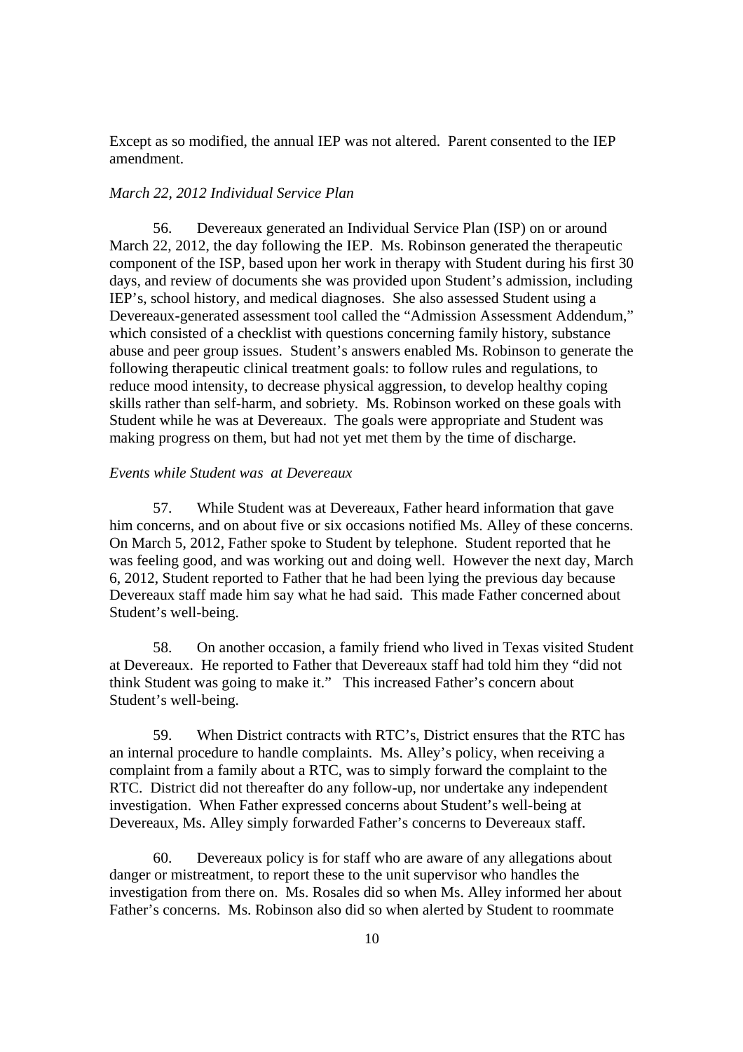Except as so modified, the annual IEP was not altered. Parent consented to the IEP amendment.

*March 22, 2012 Individual Service Plan*

56. Devereaux generated an Individual Service Plan (ISP) on or around March 22, 2012, the day following the IEP. Ms. Robinson generated the therapeutic component of the ISP, based upon her work in therapy with Student during his first 30 days, and review of documents she was provided upon Student's admission, including IEP's, school history, and medical diagnoses. She also assessed Student using a Devereaux-generated assessment tool called the "Admission Assessment Addendum," which consisted of a checklist with questions concerning family history, substance abuse and peer group issues. Student's answers enabled Ms. Robinson to generate the following therapeutic clinical treatment goals: to follow rules and regulations, to reduce mood intensity, to decrease physical aggression, to develop healthy coping skills rather than self-harm, and sobriety. Ms. Robinson worked on these goals with Student while he was at Devereaux. The goals were appropriate and Student was making progress on them, but had not yet met them by the time of discharge.

*Events while Student was at Devereaux*

57. While Student was at Devereaux, Father heard information that gave him concerns, and on about five or six occasions notified Ms. Alley of these concerns. On March 5, 2012, Father spoke to Student by telephone. Student reported that he was feeling good, and was working out and doing well. However the next day, March 6, 2012, Student reported to Father that he had been lying the previous day because Devereaux staff made him say what he had said. This made Father concerned about Student's well-being.

58. On another occasion, a family friend who lived in Texas visited Student at Devereaux. He reported to Father that Devereaux staff had told him they "did not think Student was going to make it." This increased Father's concern about Student's well-being.

59. When District contracts with RTC's, District ensures that the RTC has an internal procedure to handle complaints. Ms. Alley's policy, when receiving a complaint from a family about a RTC, was to simply forward the complaint to the RTC. District did not thereafter do any follow-up, nor undertake any independent investigation. When Father expressed concerns about Student's well-being at Devereaux, Ms. Alley simply forwarded Father's concerns to Devereaux staff.

60. Devereaux policy is for staff who are aware of any allegations about danger or mistreatment, to report these to the unit supervisor who handles the investigation from there on. Ms. Rosales did so when Ms. Alley informed her about Father's concerns. Ms. Robinson also did so when alerted by Student to roommate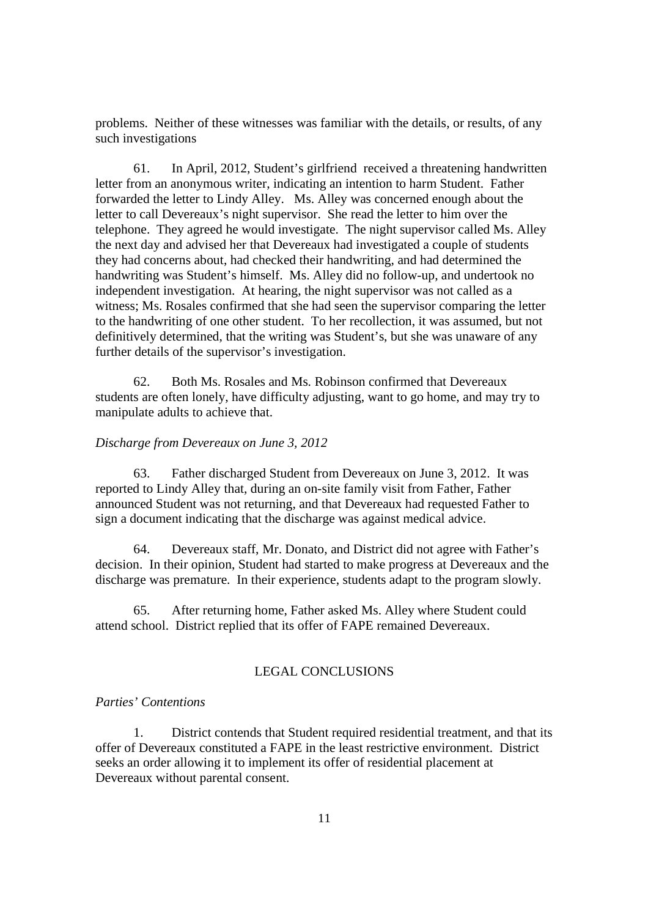problems. Neither of these witnesses was familiar with the details, or results, of any such investigations

61. In April, 2012, Student's girlfriend received a threatening handwritten letter from an anonymous writer, indicating an intention to harm Student. Father forwarded the letter to Lindy Alley. Ms. Alley was concerned enough about the letter to call Devereaux's night supervisor. She read the letter to him over the telephone. They agreed he would investigate. The night supervisor called Ms. Alley the next day and advised her that Devereaux had investigated a couple of students they had concerns about, had checked their handwriting, and had determined the handwriting was Student's himself. Ms. Alley did no follow-up, and undertook no independent investigation. At hearing, the night supervisor was not called as a witness; Ms. Rosales confirmed that she had seen the supervisor comparing the letter to the handwriting of one other student. To her recollection, it was assumed, but not definitively determined, that the writing was Student's, but she was unaware of any further details of the supervisor's investigation.

62. Both Ms. Rosales and Ms. Robinson confirmed that Devereaux students are often lonely, have difficulty adjusting, want to go home, and may try to manipulate adults to achieve that.

*Discharge from Devereaux on June 3, 2012*

63. Father discharged Student from Devereaux on June 3, 2012. It was reported to Lindy Alley that, during an on-site family visit from Father, Father announced Student was not returning, and that Devereaux had requested Father to sign a document indicating that the discharge was against medical advice.

64. Devereaux staff, Mr. Donato, and District did not agree with Father's decision. In their opinion, Student had started to make progress at Devereaux and the discharge was premature. In their experience, students adapt to the program slowly.

65. After returning home, Father asked Ms. Alley where Student could attend school. District replied that its offer of FAPE remained Devereaux.

## LEGAL CONCLUSIONS

*Parties' Contentions*

1. District contends that Student required residential treatment, and that its offer of Devereaux constituted a FAPE in the least restrictive environment. District seeks an order allowing it to implement its offer of residential placement at Devereaux without parental consent.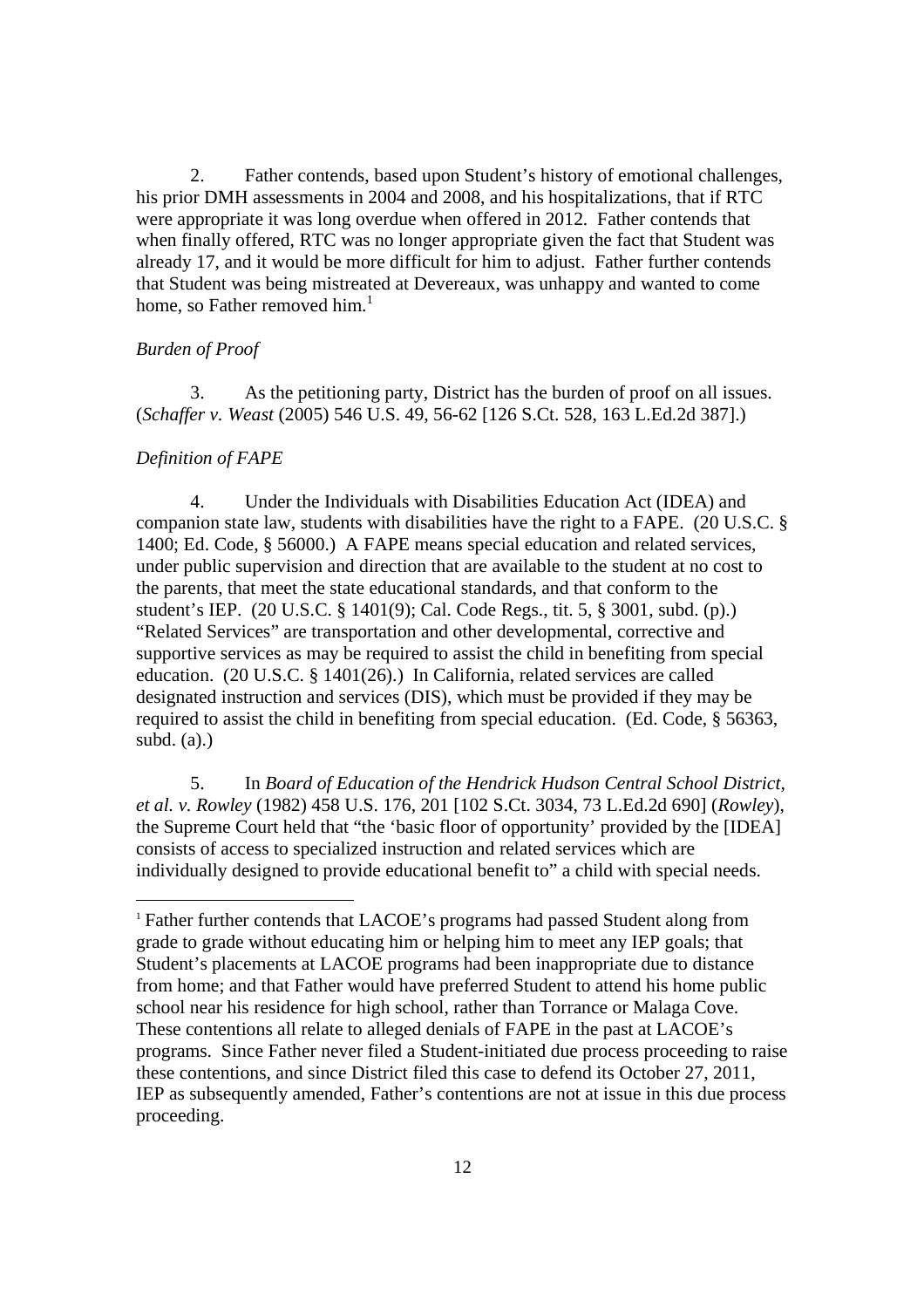2. Father contends, based upon Student's history of emotional challenges, his prior DMH assessments in 2004 and 2008, and his hospitalizations, that if RTC were appropriate it was long overdue when offered in 2012. Father contends that when finally offered, RTC was no longer appropriate given the fact that Student was already 17, and it would be more difficult for him to adjust. Father further contends that Student was being mistreated at Devereaux, was unhappy and wanted to come home, so Father removed him.[1]

*Burden of Proof*

3. As the petitioning party, District has the burden of proof on all issues. (*Schaffer v. Weast* (2005) 546 U.S. 49, 56-62 [126 S.Ct. 528, 163 L.Ed.2d 387].)

*Definition of FAPE*

4. Under the Individuals with Disabilities Education Act (IDEA) and companion state law, students with disabilities have the right to a FAPE. (20 U.S.C. § 1400; Ed. Code, § 56000.) A FAPE means special education and related services, under public supervision and direction that are available to the student at no cost to the parents, that meet the state educational standards, and that conform to the student's IEP. (20 U.S.C. § 1401(9); Cal. Code Regs., tit. 5, § 3001, subd. (p).) "Related Services" are transportation and other developmental, corrective and supportive services as may be required to assist the child in benefiting from special education. (20 U.S.C. § 1401(26).) In California, related services are called designated instruction and services (DIS), which must be provided if they may be required to assist the child in benefiting from special education. (Ed. Code, § 56363, subd. (a).)

5. In *Board of Education of the Hendrick Hudson Central School District, et al. v. Rowley* (1982) 458 U.S. 176, 201 [102 S.Ct. 3034, 73 L.Ed.2d 690] (*Rowley*), the Supreme Court held that "the 'basic floor of opportunity' provided by the [IDEA] consists of access to specialized instruction and related services which are individually designed to provide educational benefit to" a child with special needs.

---

[1] Father further contends that LACOE's programs had passed Student along from grade to grade without educating him or helping him to meet any IEP goals; that Student's placements at LACOE programs had been inappropriate due to distance from home; and that Father would have preferred Student to attend his home public school near his residence for high school, rather than Torrance or Malaga Cove. These contentions all relate to alleged denials of FAPE in the past at LACOE's programs. Since Father never filed a Student-initiated due process proceeding to raise these contentions, and since District filed this case to defend its October 27, 2011, IEP as subsequently amended, Father's contentions are not at issue in this due process proceeding.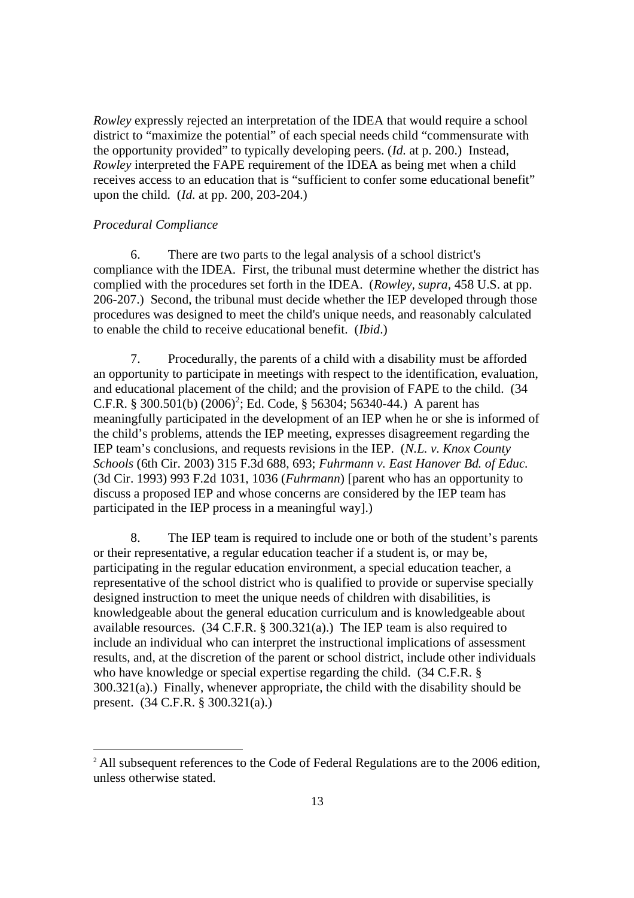*Rowley* expressly rejected an interpretation of the IDEA that would require a school district to "maximize the potential" of each special needs child "commensurate with the opportunity provided" to typically developing peers. (*Id.* at p. 200.) Instead, *Rowley* interpreted the FAPE requirement of the IDEA as being met when a child receives access to an education that is "sufficient to confer some educational benefit" upon the child. (*Id.* at pp. 200, 203-204.)

*Procedural Compliance*

6. There are two parts to the legal analysis of a school district's compliance with the IDEA. First, the tribunal must determine whether the district has complied with the procedures set forth in the IDEA. (*Rowley, supra,* 458 U.S. at pp. 206-207.) Second, the tribunal must decide whether the IEP developed through those procedures was designed to meet the child's unique needs, and reasonably calculated to enable the child to receive educational benefit. (*Ibid*.)

7. Procedurally, the parents of a child with a disability must be afforded an opportunity to participate in meetings with respect to the identification, evaluation, and educational placement of the child; and the provision of FAPE to the child. (34 C.F.R. § 300.501(b) (2006)[2]; Ed. Code, § 56304; 56340-44.) A parent has meaningfully participated in the development of an IEP when he or she is informed of the child's problems, attends the IEP meeting, expresses disagreement regarding the IEP team's conclusions, and requests revisions in the IEP. (*N.L. v. Knox County Schools* (6th Cir. 2003) 315 F.3d 688, 693; *Fuhrmann v. East Hanover Bd. of Educ.* (3d Cir. 1993) 993 F.2d 1031, 1036 (*Fuhrmann*) [parent who has an opportunity to discuss a proposed IEP and whose concerns are considered by the IEP team has participated in the IEP process in a meaningful way].)

8. The IEP team is required to include one or both of the student's parents or their representative, a regular education teacher if a student is, or may be, participating in the regular education environment, a special education teacher, a representative of the school district who is qualified to provide or supervise specially designed instruction to meet the unique needs of children with disabilities, is knowledgeable about the general education curriculum and is knowledgeable about available resources. (34 C.F.R. § 300.321(a).) The IEP team is also required to include an individual who can interpret the instructional implications of assessment results, and, at the discretion of the parent or school district, include other individuals who have knowledge or special expertise regarding the child. (34 C.F.R. § 300.321(a).) Finally, whenever appropriate, the child with the disability should be present. (34 C.F.R. § 300.321(a).)

---

[2] All subsequent references to the Code of Federal Regulations are to the 2006 edition, unless otherwise stated.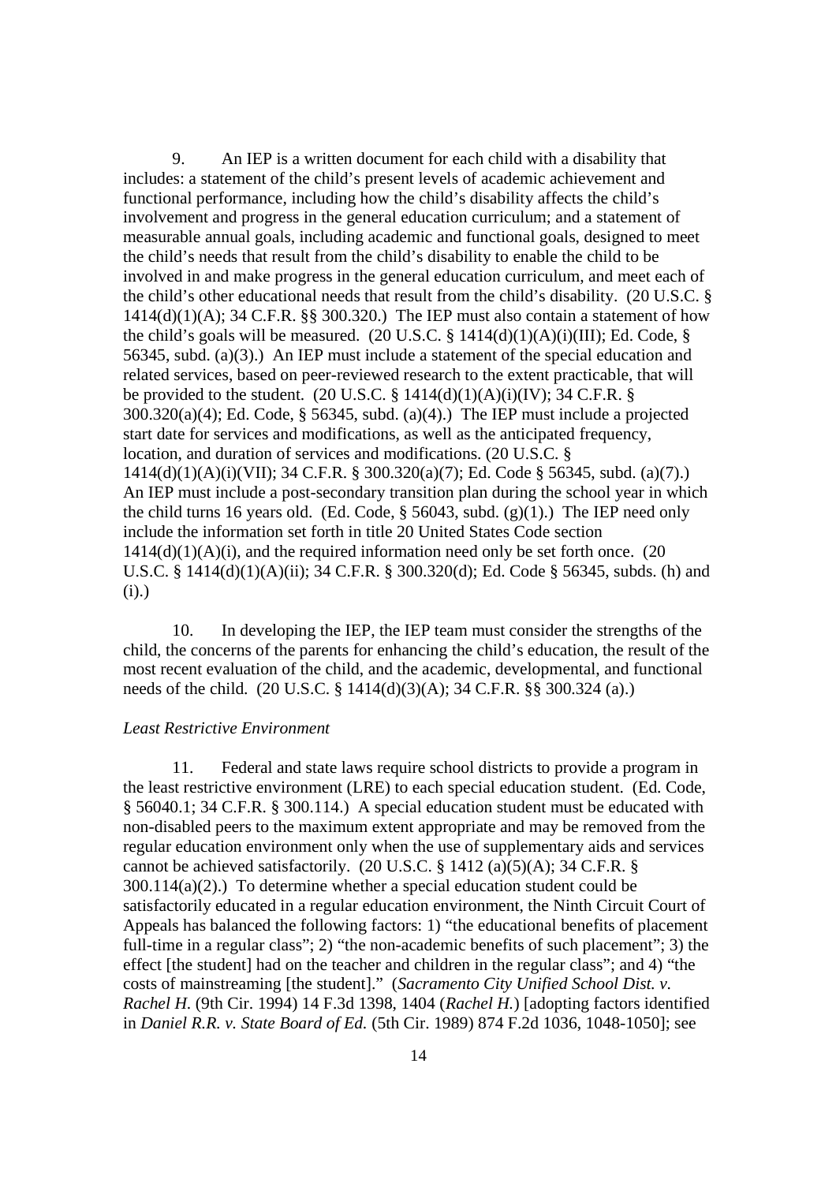9. An IEP is a written document for each child with a disability that includes: a statement of the child's present levels of academic achievement and functional performance, including how the child's disability affects the child's involvement and progress in the general education curriculum; and a statement of measurable annual goals, including academic and functional goals, designed to meet the child's needs that result from the child's disability to enable the child to be involved in and make progress in the general education curriculum, and meet each of the child's other educational needs that result from the child's disability. (20 U.S.C. § 1414(d)(1)(A); 34 C.F.R. §§ 300.320.) The IEP must also contain a statement of how the child's goals will be measured. (20 U.S.C. § 1414(d)(1)(A)(i)(III); Ed. Code, § 56345, subd. (a)(3).) An IEP must include a statement of the special education and related services, based on peer-reviewed research to the extent practicable, that will be provided to the student. (20 U.S.C. § 1414(d)(1)(A)(i)(IV); 34 C.F.R. § 300.320(a)(4); Ed. Code, § 56345, subd. (a)(4).) The IEP must include a projected start date for services and modifications, as well as the anticipated frequency, location, and duration of services and modifications. (20 U.S.C. § 1414(d)(1)(A)(i)(VII); 34 C.F.R. § 300.320(a)(7); Ed. Code § 56345, subd. (a)(7).) An IEP must include a post-secondary transition plan during the school year in which the child turns 16 years old. (Ed. Code, § 56043, subd. (g)(1).) The IEP need only include the information set forth in title 20 United States Code section 1414(d)(1)(A)(i), and the required information need only be set forth once. (20 U.S.C. § 1414(d)(1)(A)(ii); 34 C.F.R. § 300.320(d); Ed. Code § 56345, subds. (h) and (i).)

10. In developing the IEP, the IEP team must consider the strengths of the child, the concerns of the parents for enhancing the child's education, the result of the most recent evaluation of the child, and the academic, developmental, and functional needs of the child. (20 U.S.C. § 1414(d)(3)(A); 34 C.F.R. §§ 300.324 (a).)

*Least Restrictive Environment*

11. Federal and state laws require school districts to provide a program in the least restrictive environment (LRE) to each special education student. (Ed. Code, § 56040.1; 34 C.F.R. § 300.114.) A special education student must be educated with non-disabled peers to the maximum extent appropriate and may be removed from the regular education environment only when the use of supplementary aids and services cannot be achieved satisfactorily. (20 U.S.C. § 1412 (a)(5)(A); 34 C.F.R. § 300.114(a)(2).) To determine whether a special education student could be satisfactorily educated in a regular education environment, the Ninth Circuit Court of Appeals has balanced the following factors: 1) "the educational benefits of placement full-time in a regular class"; 2) "the non-academic benefits of such placement"; 3) the effect [the student] had on the teacher and children in the regular class"; and 4) "the costs of mainstreaming [the student]." (*Sacramento City Unified School Dist. v. Rachel H.* (9th Cir. 1994) 14 F.3d 1398, 1404 (*Rachel H.*) [adopting factors identified in *Daniel R.R. v. State Board of Ed.* (5th Cir. 1989) 874 F.2d 1036, 1048-1050]; see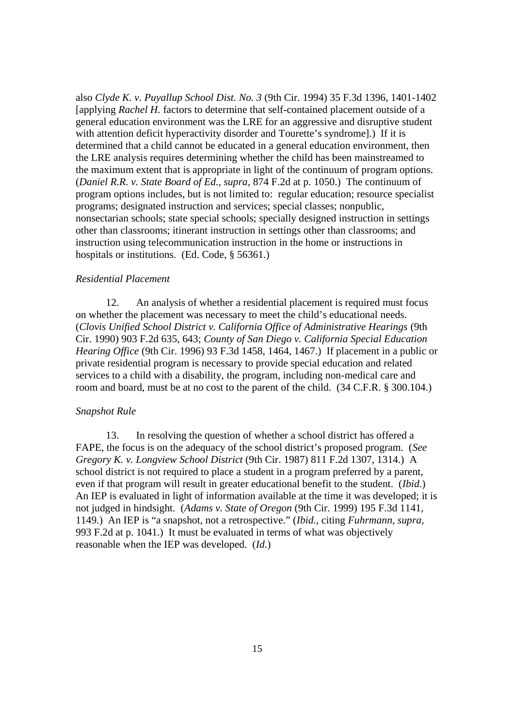also *Clyde K. v. Puyallup School Dist. No. 3* (9th Cir. 1994) 35 F.3d 1396, 1401-1402 [applying *Rachel H.* factors to determine that self-contained placement outside of a general education environment was the LRE for an aggressive and disruptive student with attention deficit hyperactivity disorder and Tourette's syndrome].) If it is determined that a child cannot be educated in a general education environment, then the LRE analysis requires determining whether the child has been mainstreamed to the maximum extent that is appropriate in light of the continuum of program options. (*Daniel R.R. v. State Board of Ed., supra,* 874 F.2d at p. 1050.) The continuum of program options includes, but is not limited to: regular education; resource specialist programs; designated instruction and services; special classes; nonpublic, nonsectarian schools; state special schools; specially designed instruction in settings other than classrooms; itinerant instruction in settings other than classrooms; and instruction using telecommunication instruction in the home or instructions in hospitals or institutions. (Ed. Code, § 56361.)

*Residential Placement*

12. An analysis of whether a residential placement is required must focus on whether the placement was necessary to meet the child's educational needs. (*Clovis Unified School District v. California Office of Administrative Hearings* (9th Cir. 1990) 903 F.2d 635, 643; *County of San Diego v. California Special Education Hearing Office* (9th Cir. 1996) 93 F.3d 1458, 1464, 1467.) If placement in a public or private residential program is necessary to provide special education and related services to a child with a disability, the program, including non-medical care and room and board, must be at no cost to the parent of the child. (34 C.F.R. § 300.104.)

*Snapshot Rule*

13. In resolving the question of whether a school district has offered a FAPE, the focus is on the adequacy of the school district's proposed program. (*See Gregory K. v. Longview School District* (9th Cir. 1987) 811 F.2d 1307, 1314.) A school district is not required to place a student in a program preferred by a parent, even if that program will result in greater educational benefit to the student. (*Ibid.*) An IEP is evaluated in light of information available at the time it was developed; it is not judged in hindsight. (*Adams v. State of Oregon* (9th Cir. 1999) 195 F.3d 1141, 1149.) An IEP is "a snapshot, not a retrospective." (*Ibid.*, citing *Fuhrmann, supra,* 993 F.2d at p. 1041.) It must be evaluated in terms of what was objectively reasonable when the IEP was developed. (*Id*.)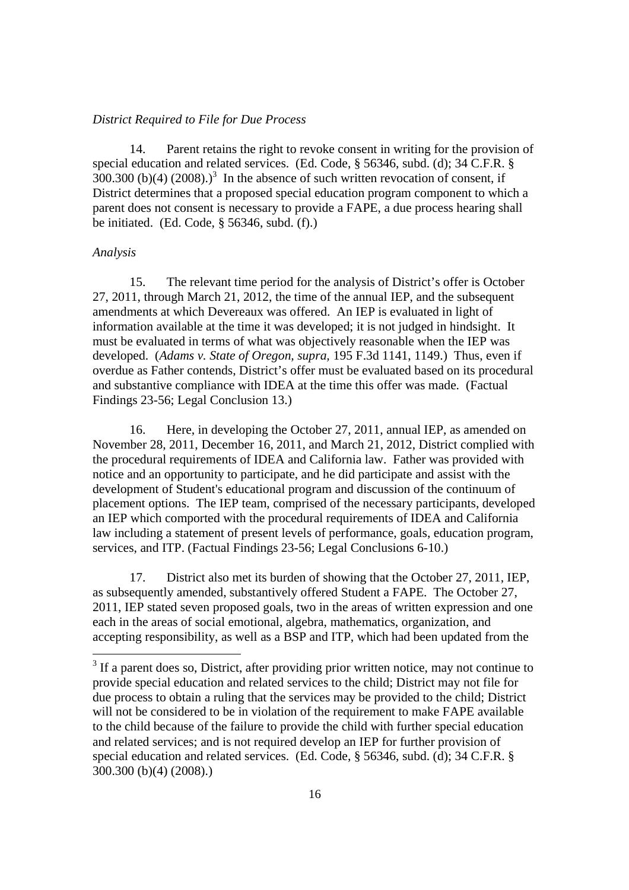*District Required to File for Due Process*

14. Parent retains the right to revoke consent in writing for the provision of special education and related services. (Ed. Code, § 56346, subd. (d); 34 C.F.R. § 300.300 (b)(4) (2008).)[3] In the absence of such written revocation of consent, if District determines that a proposed special education program component to which a parent does not consent is necessary to provide a FAPE, a due process hearing shall be initiated. (Ed. Code, § 56346, subd. (f).)

*Analysis*

15. The relevant time period for the analysis of District's offer is October 27, 2011, through March 21, 2012, the time of the annual IEP, and the subsequent amendments at which Devereaux was offered. An IEP is evaluated in light of information available at the time it was developed; it is not judged in hindsight. It must be evaluated in terms of what was objectively reasonable when the IEP was developed. (*Adams v. State of Oregon*, *supra,* 195 F.3d 1141, 1149.) Thus, even if overdue as Father contends, District's offer must be evaluated based on its procedural and substantive compliance with IDEA at the time this offer was made. (Factual Findings 23-56; Legal Conclusion 13.)

16. Here, in developing the October 27, 2011, annual IEP, as amended on November 28, 2011, December 16, 2011, and March 21, 2012, District complied with the procedural requirements of IDEA and California law. Father was provided with notice and an opportunity to participate, and he did participate and assist with the development of Student's educational program and discussion of the continuum of placement options. The IEP team, comprised of the necessary participants, developed an IEP which comported with the procedural requirements of IDEA and California law including a statement of present levels of performance, goals, education program, services, and ITP. (Factual Findings 23-56; Legal Conclusions 6-10.)

17. District also met its burden of showing that the October 27, 2011, IEP, as subsequently amended, substantively offered Student a FAPE. The October 27, 2011, IEP stated seven proposed goals, two in the areas of written expression and one each in the areas of social emotional, algebra, mathematics, organization, and accepting responsibility, as well as a BSP and ITP, which had been updated from the

---

[3] If a parent does so, District, after providing prior written notice, may not continue to provide special education and related services to the child; District may not file for due process to obtain a ruling that the services may be provided to the child; District will not be considered to be in violation of the requirement to make FAPE available to the child because of the failure to provide the child with further special education and related services; and is not required develop an IEP for further provision of special education and related services. (Ed. Code, § 56346, subd. (d); 34 C.F.R. § 300.300 (b)(4) (2008).)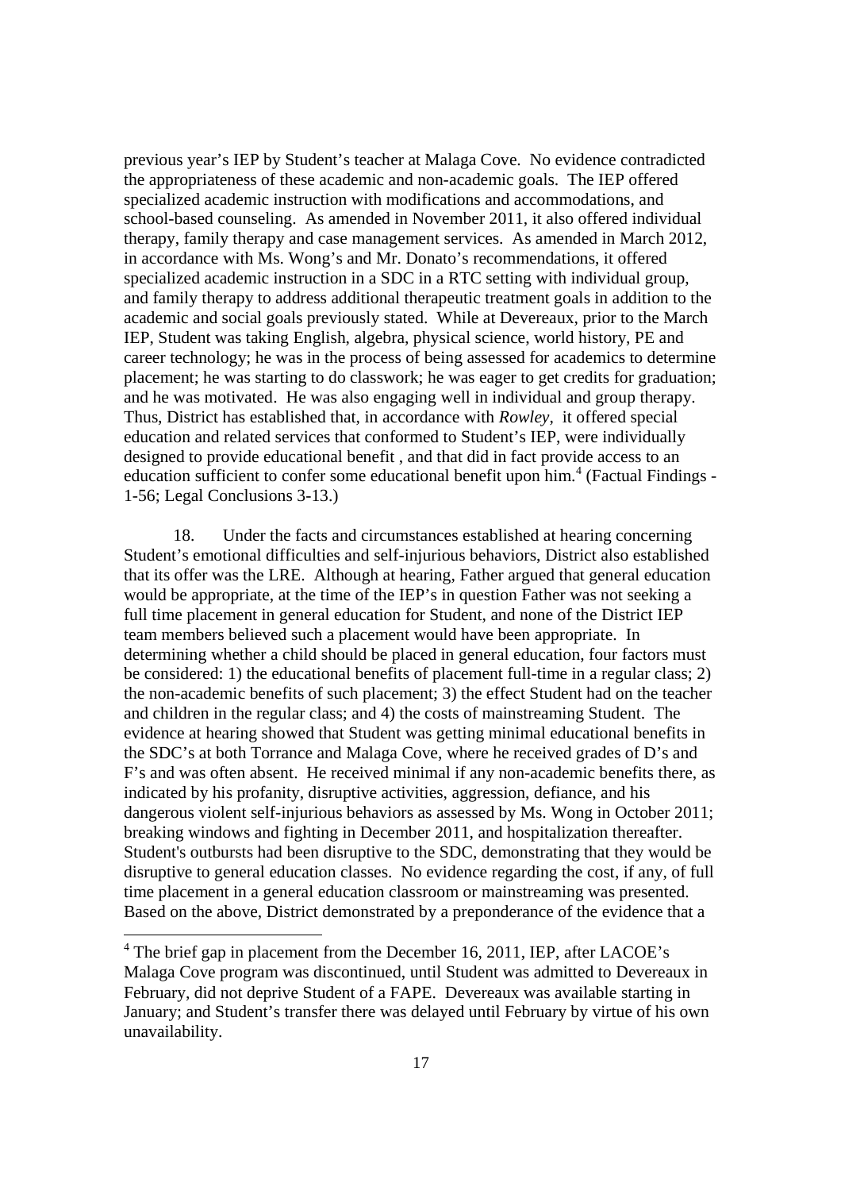previous year's IEP by Student's teacher at Malaga Cove. No evidence contradicted the appropriateness of these academic and non-academic goals. The IEP offered specialized academic instruction with modifications and accommodations, and school-based counseling. As amended in November 2011, it also offered individual therapy, family therapy and case management services. As amended in March 2012, in accordance with Ms. Wong's and Mr. Donato's recommendations, it offered specialized academic instruction in a SDC in a RTC setting with individual group, and family therapy to address additional therapeutic treatment goals in addition to the academic and social goals previously stated. While at Devereaux, prior to the March IEP, Student was taking English, algebra, physical science, world history, PE and career technology; he was in the process of being assessed for academics to determine placement; he was starting to do classwork; he was eager to get credits for graduation; and he was motivated. He was also engaging well in individual and group therapy. Thus, District has established that, in accordance with *Rowley,* it offered special education and related services that conformed to Student's IEP, were individually designed to provide educational benefit , and that did in fact provide access to an education sufficient to confer some educational benefit upon him.[4] (Factual Findings - 1-56; Legal Conclusions 3-13.)

18. Under the facts and circumstances established at hearing concerning Student's emotional difficulties and self-injurious behaviors, District also established that its offer was the LRE. Although at hearing, Father argued that general education would be appropriate, at the time of the IEP's in question Father was not seeking a full time placement in general education for Student, and none of the District IEP team members believed such a placement would have been appropriate. In determining whether a child should be placed in general education, four factors must be considered: 1) the educational benefits of placement full-time in a regular class; 2) the non-academic benefits of such placement; 3) the effect Student had on the teacher and children in the regular class; and 4) the costs of mainstreaming Student. The evidence at hearing showed that Student was getting minimal educational benefits in the SDC's at both Torrance and Malaga Cove, where he received grades of D's and F's and was often absent. He received minimal if any non-academic benefits there, as indicated by his profanity, disruptive activities, aggression, defiance, and his dangerous violent self-injurious behaviors as assessed by Ms. Wong in October 2011; breaking windows and fighting in December 2011, and hospitalization thereafter. Student's outbursts had been disruptive to the SDC, demonstrating that they would be disruptive to general education classes. No evidence regarding the cost, if any, of full time placement in a general education classroom or mainstreaming was presented. Based on the above, District demonstrated by a preponderance of the evidence that a

[4] The brief gap in placement from the December 16, 2011, IEP, after LACOE's Malaga Cove program was discontinued, until Student was admitted to Devereaux in February, did not deprive Student of a FAPE. Devereaux was available starting in January; and Student's transfer there was delayed until February by virtue of his own unavailability.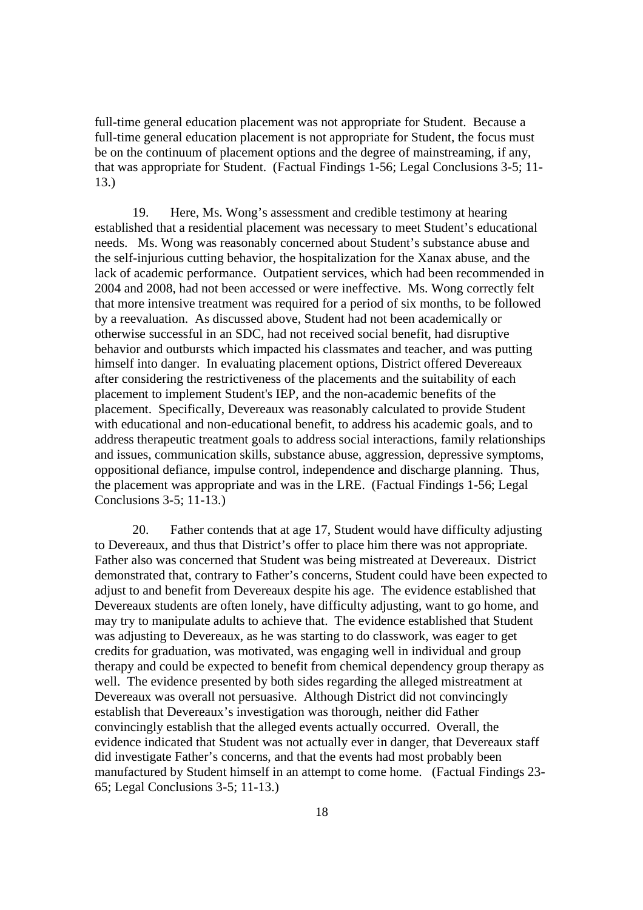full-time general education placement was not appropriate for Student. Because a full-time general education placement is not appropriate for Student, the focus must be on the continuum of placement options and the degree of mainstreaming, if any, that was appropriate for Student. (Factual Findings 1-56; Legal Conclusions 3-5; 11-13.)

19. Here, Ms. Wong's assessment and credible testimony at hearing established that a residential placement was necessary to meet Student's educational needs. Ms. Wong was reasonably concerned about Student's substance abuse and the self-injurious cutting behavior, the hospitalization for the Xanax abuse, and the lack of academic performance. Outpatient services, which had been recommended in 2004 and 2008, had not been accessed or were ineffective. Ms. Wong correctly felt that more intensive treatment was required for a period of six months, to be followed by a reevaluation. As discussed above, Student had not been academically or otherwise successful in an SDC, had not received social benefit, had disruptive behavior and outbursts which impacted his classmates and teacher, and was putting himself into danger. In evaluating placement options, District offered Devereaux after considering the restrictiveness of the placements and the suitability of each placement to implement Student's IEP, and the non-academic benefits of the placement. Specifically, Devereaux was reasonably calculated to provide Student with educational and non-educational benefit, to address his academic goals, and to address therapeutic treatment goals to address social interactions, family relationships and issues, communication skills, substance abuse, aggression, depressive symptoms, oppositional defiance, impulse control, independence and discharge planning. Thus, the placement was appropriate and was in the LRE. (Factual Findings 1-56; Legal Conclusions 3-5; 11-13.)

20. Father contends that at age 17, Student would have difficulty adjusting to Devereaux, and thus that District's offer to place him there was not appropriate. Father also was concerned that Student was being mistreated at Devereaux. District demonstrated that, contrary to Father's concerns, Student could have been expected to adjust to and benefit from Devereaux despite his age. The evidence established that Devereaux students are often lonely, have difficulty adjusting, want to go home, and may try to manipulate adults to achieve that. The evidence established that Student was adjusting to Devereaux, as he was starting to do classwork, was eager to get credits for graduation, was motivated, was engaging well in individual and group therapy and could be expected to benefit from chemical dependency group therapy as well. The evidence presented by both sides regarding the alleged mistreatment at Devereaux was overall not persuasive. Although District did not convincingly establish that Devereaux's investigation was thorough, neither did Father convincingly establish that the alleged events actually occurred. Overall, the evidence indicated that Student was not actually ever in danger, that Devereaux staff did investigate Father's concerns, and that the events had most probably been manufactured by Student himself in an attempt to come home. (Factual Findings 23-65; Legal Conclusions 3-5; 11-13.)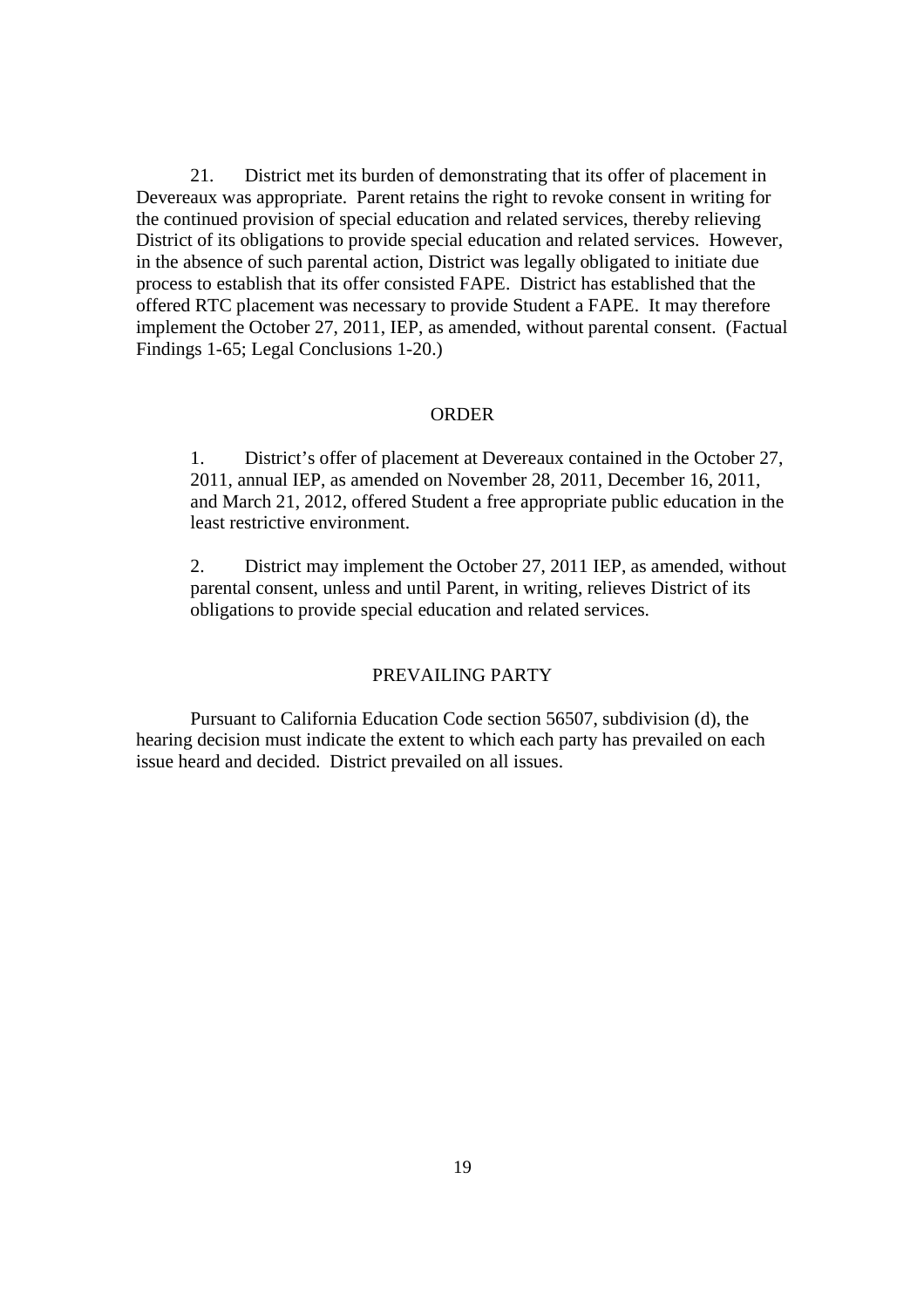21. District met its burden of demonstrating that its offer of placement in Devereaux was appropriate. Parent retains the right to revoke consent in writing for the continued provision of special education and related services, thereby relieving District of its obligations to provide special education and related services. However, in the absence of such parental action, District was legally obligated to initiate due process to establish that its offer consisted FAPE. District has established that the offered RTC placement was necessary to provide Student a FAPE. It may therefore implement the October 27, 2011, IEP, as amended, without parental consent. (Factual Findings 1-65; Legal Conclusions 1-20.)

## ORDER

1. District's offer of placement at Devereaux contained in the October 27, 2011, annual IEP, as amended on November 28, 2011, December 16, 2011, and March 21, 2012, offered Student a free appropriate public education in the least restrictive environment.

2. District may implement the October 27, 2011 IEP, as amended, without parental consent, unless and until Parent, in writing, relieves District of its obligations to provide special education and related services.

## PREVAILING PARTY

Pursuant to California Education Code section 56507, subdivision (d), the hearing decision must indicate the extent to which each party has prevailed on each issue heard and decided. District prevailed on all issues.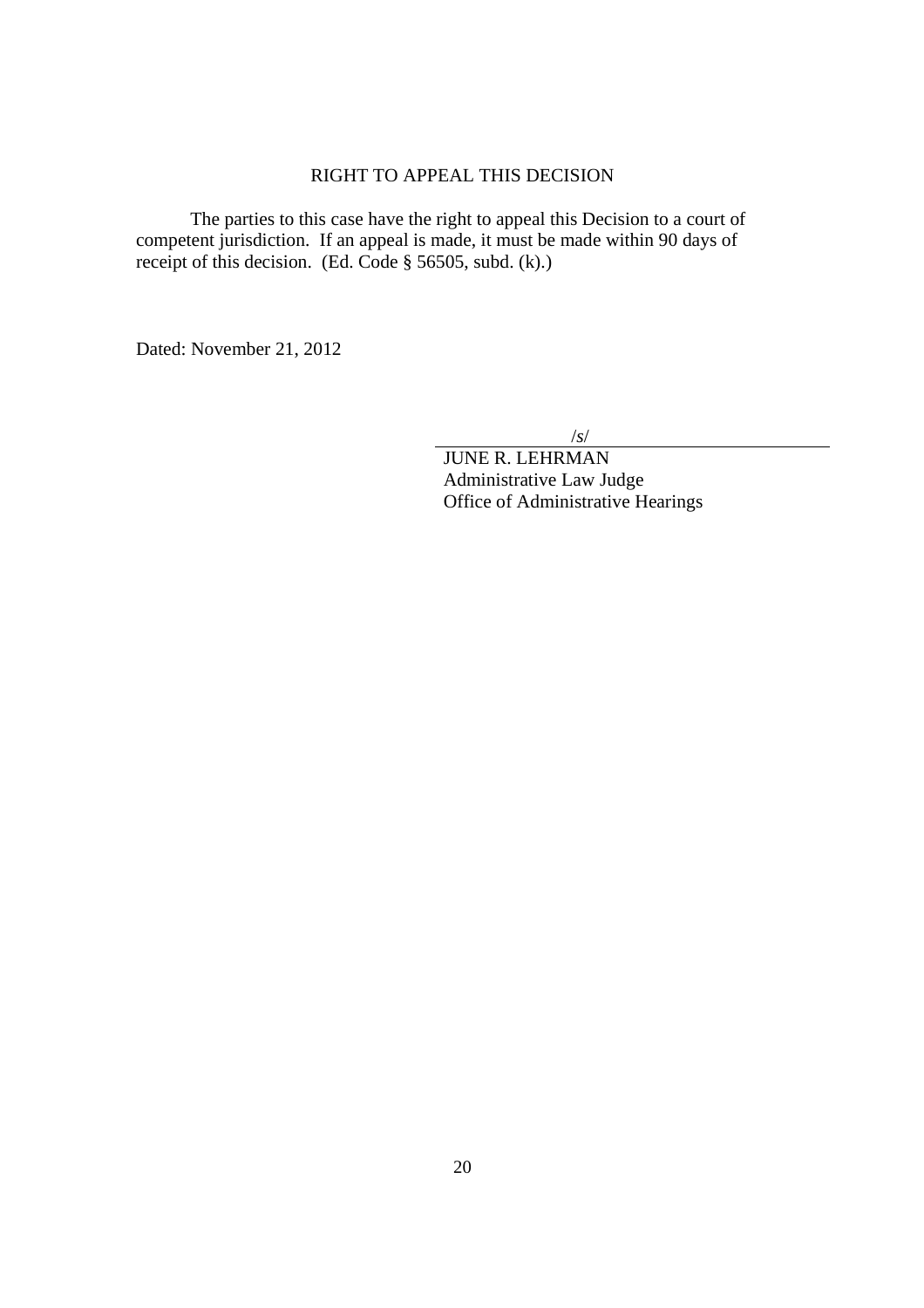## RIGHT TO APPEAL THIS DECISION

The parties to this case have the right to appeal this Decision to a court of competent jurisdiction. If an appeal is made, it must be made within 90 days of receipt of this decision. (Ed. Code § 56505, subd. (k).)

Dated: November 21, 2012

/s/

JUNE R. LEHRMAN
Administrative Law Judge
Office of Administrative Hearings